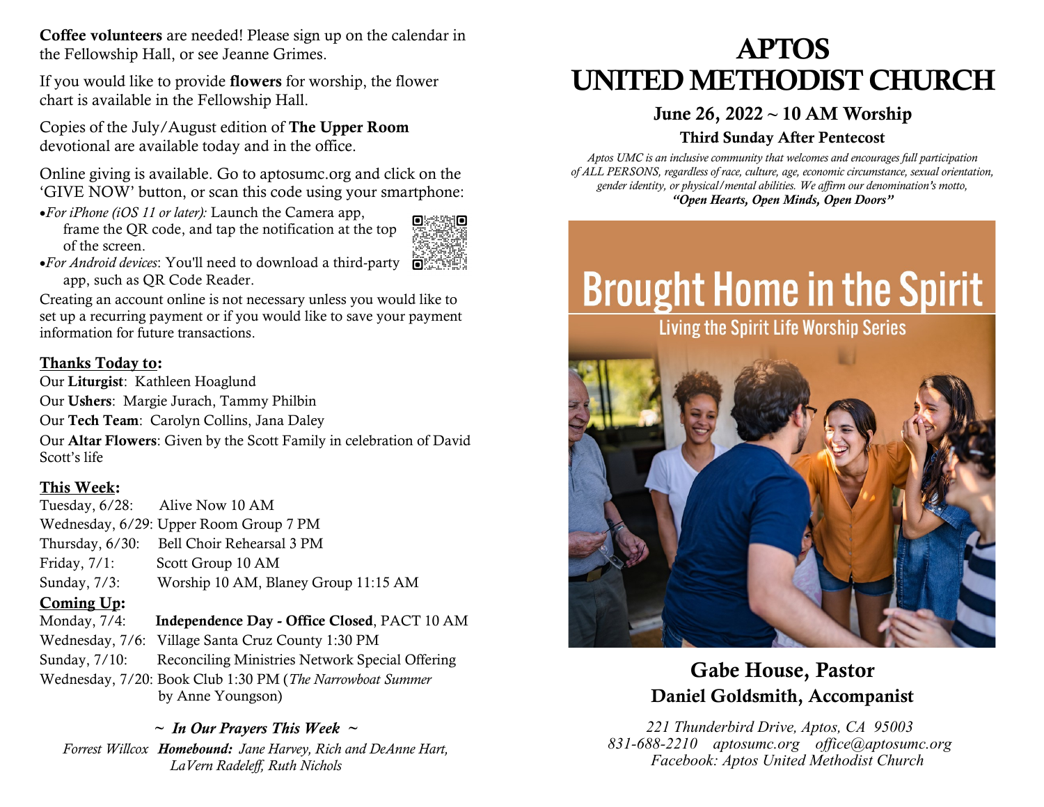**Coffee volunteers** are needed! Please sign up on the calendar in the Fellowship Hall, or see Jeanne Grimes.

If you would like to provide **flowers** for worship, the flower chart is available in the Fellowship Hall.

Copies of the July/August edition of **The Upper Room** devotional are available today and in the office.

Online giving is available. Go to aptosumc.org and click on the 'GIVE NOW' button, or scan this code using your smartphone:

- *For iPhone (iOS 11 or later):* Launch the Camera app, frame the QR code, and tap the notification at the top of the screen.
- *For Android devices*: You'll need to download a third-party app, such as QR Code Reader.

Creating an account online is not necessary unless you would like to set up a recurring payment or if you would like to save your payment information for future transactions.

**Thanks Today to:**

Our **Liturgist**: Kathleen Hoaglund

Our **Ushers**: Margie Jurach, Tammy Philbin

Our **Tech Team**: Carolyn Collins, Jana Daley

Our **Altar Flowers**: Given by the Scott Family in celebration of David Scott's life

**This Week:**

Tuesday, 6/28: Alive Now 10 AM
Wednesday, 6/29: Upper Room Group 7 PM
Thursday, 6/30: Bell Choir Rehearsal 3 PM
Friday, 7/1: Scott Group 10 AM
Sunday, 7/3: Worship 10 AM, Blaney Group 11:15 AM

**Coming Up:**

Monday, 7/4: **Independence Day - Office Closed**, PACT 10 AM
Wednesday, 7/6: Village Santa Cruz County 1:30 PM
Sunday, 7/10: Reconciling Ministries Network Special Offering
Wednesday, 7/20: Book Club 1:30 PM (*The Narrowboat Summer* by Anne Youngson)

***~ In Our Prayers This Week ~***

*Forrest Willcox* ***Homebound:*** *Jane Harvey, Rich and DeAnne Hart, LaVern Radeleff, Ruth Nichols*

# APTOS UNITED METHODIST CHURCH

## June 26, 2022 ~ 10 AM Worship

### Third Sunday After Pentecost

*Aptos UMC is an inclusive community that welcomes and encourages full participation of ALL PERSONS, regardless of race, culture, age, economic circumstance, sexual orientation, gender identity, or physical/mental abilities. We affirm our denomination's motto,* ***"Open Hearts, Open Minds, Open Doors"***

**Brought Home in the Spirit**

Living the Spirit Life Worship Series

## Gabe House, Pastor

## Daniel Goldsmith, Accompanist

*221 Thunderbird Drive, Aptos, CA 95003*
*831-688-2210 aptosumc.org office@aptosumc.org*
*Facebook: Aptos United Methodist Church*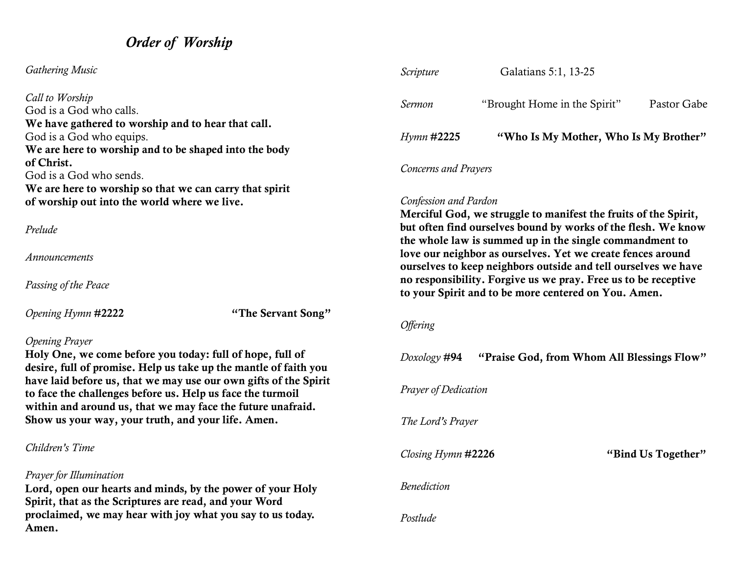# *Order of Worship*

*Gathering Music*

*Call to Worship*

God is a God who calls.

**We have gathered to worship and to hear that call.**

God is a God who equips.

**We are here to worship and to be shaped into the body of Christ.**

God is a God who sends.

**We are here to worship so that we can carry that spirit of worship out into the world where we live.**

*Prelude*

*Announcements*

*Passing of the Peace*

*Opening Hymn* **#2222** **"The Servant Song"**

*Opening Prayer*

**Holy One, we come before you today: full of hope, full of desire, full of promise. Help us take up the mantle of faith you have laid before us, that we may use our own gifts of the Spirit to face the challenges before us. Help us face the turmoil within and around us, that we may face the future unafraid. Show us your way, your truth, and your life. Amen.**

*Children's Time*

*Prayer for Illumination*

**Lord, open our hearts and minds, by the power of your Holy Spirit, that as the Scriptures are read, and your Word proclaimed, we may hear with joy what you say to us today. Amen.**

*Scripture* Galatians 5:1, 13-25

*Sermon* "Brought Home in the Spirit" Pastor Gabe

*Hymn* **#2225** **"Who Is My Mother, Who Is My Brother"**

*Concerns and Prayers*

*Confession and Pardon*

**Merciful God, we struggle to manifest the fruits of the Spirit, but often find ourselves bound by works of the flesh. We know the whole law is summed up in the single commandment to love our neighbor as ourselves. Yet we create fences around ourselves to keep neighbors outside and tell ourselves we have no responsibility. Forgive us we pray. Free us to be receptive to your Spirit and to be more centered on You. Amen.**

*Offering*

*Doxology* **#94** **"Praise God, from Whom All Blessings Flow"**

*Prayer of Dedication*

*The Lord's Prayer*

*Closing Hymn* **#2226** **"Bind Us Together"**

*Benediction*

*Postlude*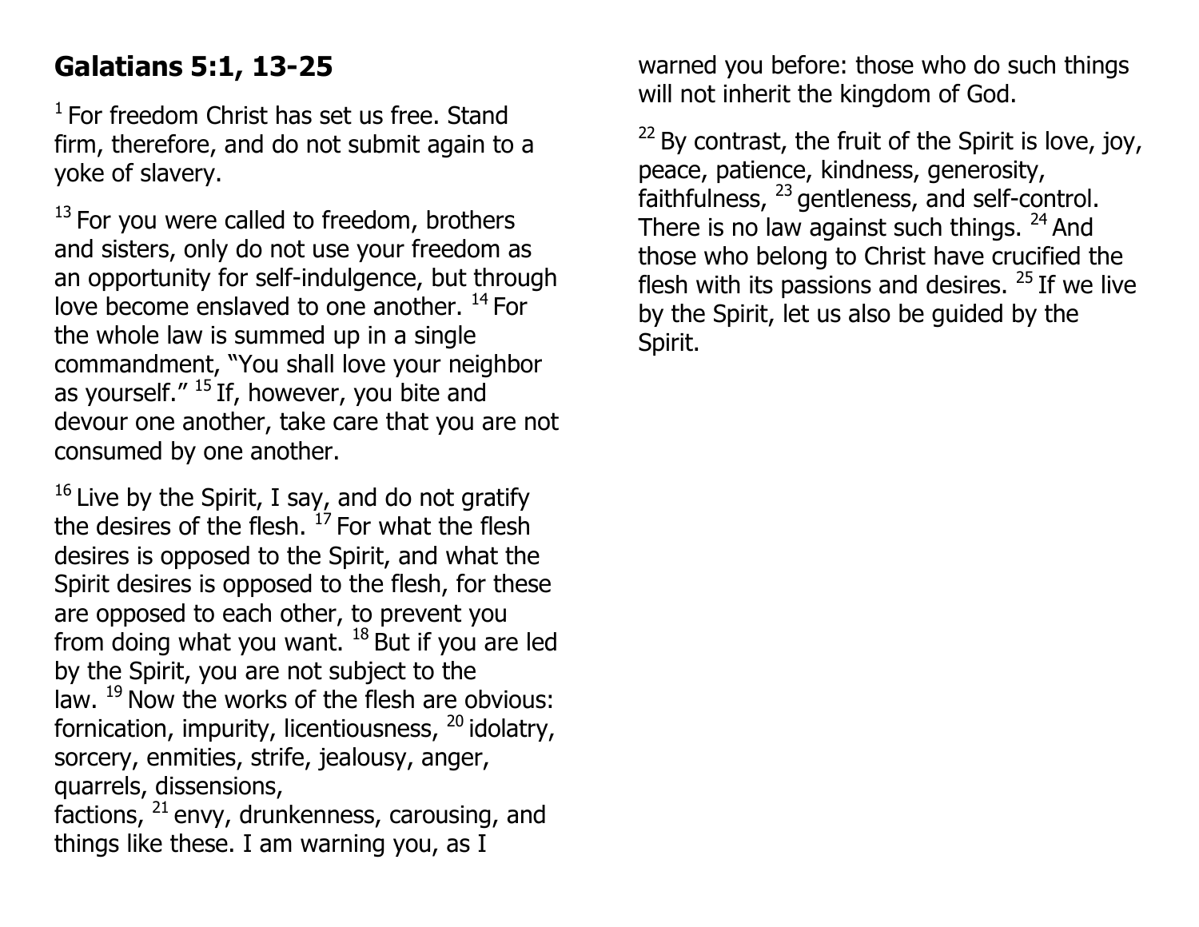## Galatians 5:1, 13-25

[1] For freedom Christ has set us free. Stand firm, therefore, and do not submit again to a yoke of slavery.

[13] For you were called to freedom, brothers and sisters, only do not use your freedom as an opportunity for self-indulgence, but through love become enslaved to one another. [14] For the whole law is summed up in a single commandment, "You shall love your neighbor as yourself." [15] If, however, you bite and devour one another, take care that you are not consumed by one another.

[16] Live by the Spirit, I say, and do not gratify the desires of the flesh. [17] For what the flesh desires is opposed to the Spirit, and what the Spirit desires is opposed to the flesh, for these are opposed to each other, to prevent you from doing what you want. [18] But if you are led by the Spirit, you are not subject to the law. [19] Now the works of the flesh are obvious: fornication, impurity, licentiousness, [20] idolatry, sorcery, enmities, strife, jealousy, anger, quarrels, dissensions, factions, [21] envy, drunkenness, carousing, and things like these. I am warning you, as I warned you before: those who do such things will not inherit the kingdom of God.

[22] By contrast, the fruit of the Spirit is love, joy, peace, patience, kindness, generosity, faithfulness, [23] gentleness, and self-control. There is no law against such things. [24] And those who belong to Christ have crucified the flesh with its passions and desires. [25] If we live by the Spirit, let us also be guided by the Spirit.